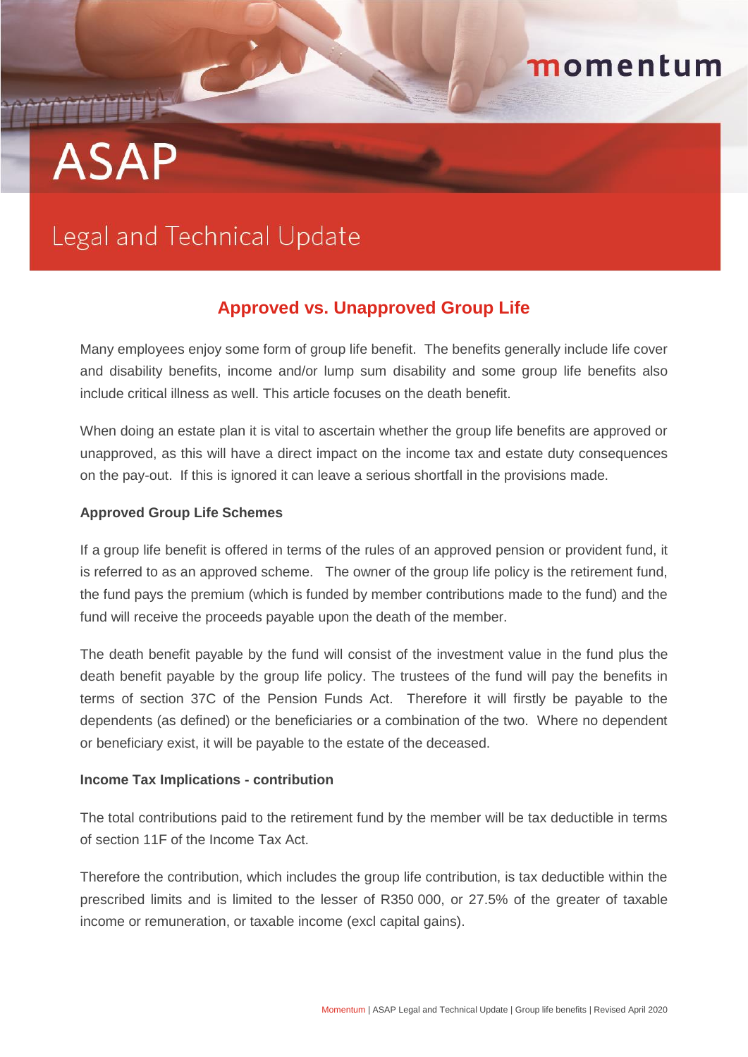momentum

# ASAP

## Legal and Technical Update

## Approved vs. Unapproved Group Life

Many employees enjoy some form of group life benefit. The benefits generally include life cover and disability benefits, income and/or lump sum disability and some group life benefits also include critical illness as well. This article focuses on the death benefit.

When doing an estate plan it is vital to ascertain whether the group life benefits are approved or unapproved, as this will have a direct impact on the income tax and estate duty consequences on the pay-out. If this is ignored it can leave a serious shortfall in the provisions made.

### Approved Group Life Schemes

If a group life benefit is offered in terms of the rules of an approved pension or provident fund, it is referred to as an approved scheme. The owner of the group life policy is the retirement fund, the fund pays the premium (which is funded by member contributions made to the fund) and the fund will receive the proceeds payable upon the death of the member.

The death benefit payable by the fund will consist of the investment value in the fund plus the death benefit payable by the group life policy. The trustees of the fund will pay the benefits in terms of section 37C of the Pension Funds Act. Therefore it will firstly be payable to the dependents (as defined) or the beneficiaries or a combination of the two. Where no dependent or beneficiary exist, it will be payable to the estate of the deceased.

### Income Tax Implications - contribution

The total contributions paid to the retirement fund by the member will be tax deductible in terms of section 11F of the Income Tax Act.

Therefore the contribution, which includes the group life contribution, is tax deductible within the prescribed limits and is limited to the lesser of R350 000, or 27.5% of the greater of taxable income or remuneration, or taxable income (excl capital gains).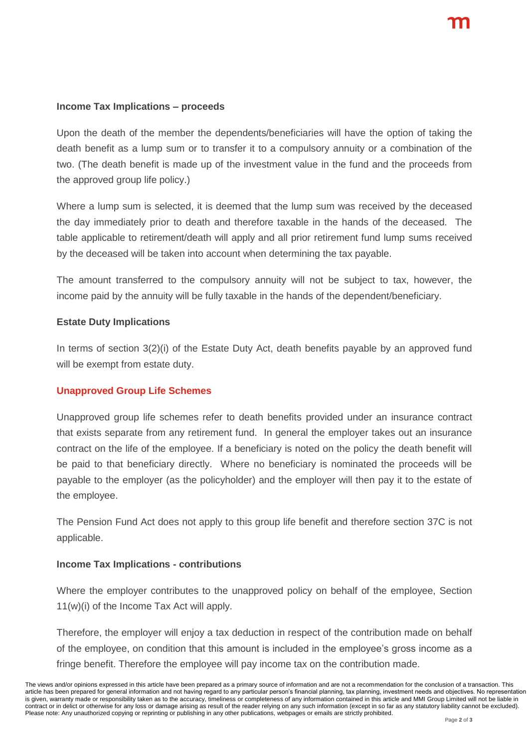**Income Tax Implications – proceeds**

Upon the death of the member the dependents/beneficiaries will have the option of taking the death benefit as a lump sum or to transfer it to a compulsory annuity or a combination of the two. (The death benefit is made up of the investment value in the fund and the proceeds from the approved group life policy.)

Where a lump sum is selected, it is deemed that the lump sum was received by the deceased the day immediately prior to death and therefore taxable in the hands of the deceased. The table applicable to retirement/death will apply and all prior retirement fund lump sums received by the deceased will be taken into account when determining the tax payable.

The amount transferred to the compulsory annuity will not be subject to tax, however, the income paid by the annuity will be fully taxable in the hands of the dependent/beneficiary.

**Estate Duty Implications**

In terms of section 3(2)(i) of the Estate Duty Act, death benefits payable by an approved fund will be exempt from estate duty.

## Unapproved Group Life Schemes

Unapproved group life schemes refer to death benefits provided under an insurance contract that exists separate from any retirement fund. In general the employer takes out an insurance contract on the life of the employee. If a beneficiary is noted on the policy the death benefit will be paid to that beneficiary directly. Where no beneficiary is nominated the proceeds will be payable to the employer (as the policyholder) and the employer will then pay it to the estate of the employee.

The Pension Fund Act does not apply to this group life benefit and therefore section 37C is not applicable.

**Income Tax Implications - contributions**

Where the employer contributes to the unapproved policy on behalf of the employee, Section 11(w)(i) of the Income Tax Act will apply.

Therefore, the employer will enjoy a tax deduction in respect of the contribution made on behalf of the employee, on condition that this amount is included in the employee's gross income as a fringe benefit. Therefore the employee will pay income tax on the contribution made.

The views and/or opinions expressed in this article have been prepared as a primary source of information and are not a recommendation for the conclusion of a transaction. This article has been prepared for general information and not having regard to any particular person's financial planning, tax planning, investment needs and objectives. No representation is given, warranty made or responsibility taken as to the accuracy, timeliness or completeness of any information contained in this article and MMI Group Limited will not be liable in contract or in delict or otherwise for any loss or damage arising as result of the reader relying on any such information (except in so far as any statutory liability cannot be excluded). Please note: Any unauthorized copying or reprinting or publishing in any other publications, webpages or emails are strictly prohibited.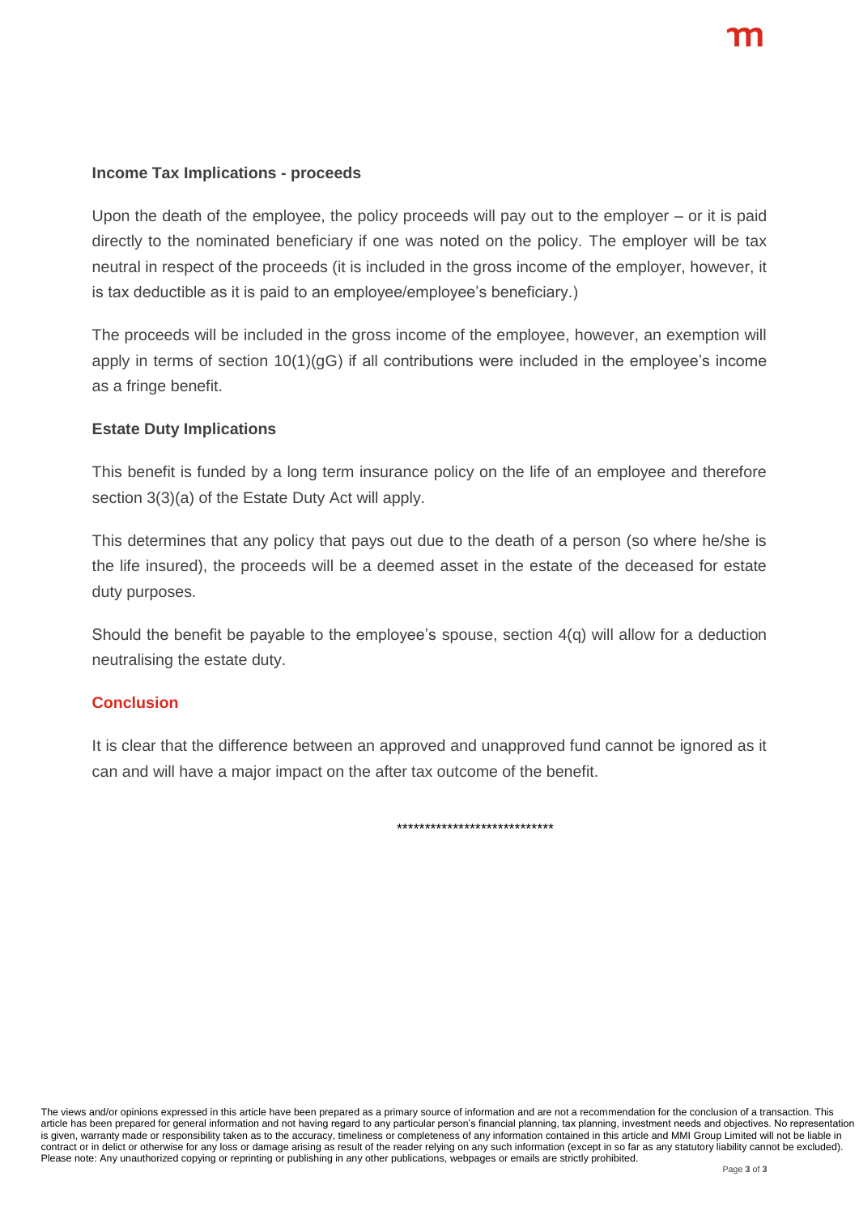**Income Tax Implications - proceeds**

Upon the death of the employee, the policy proceeds will pay out to the employer – or it is paid directly to the nominated beneficiary if one was noted on the policy. The employer will be tax neutral in respect of the proceeds (it is included in the gross income of the employer, however, it is tax deductible as it is paid to an employee/employee's beneficiary.)

The proceeds will be included in the gross income of the employee, however, an exemption will apply in terms of section 10(1)(gG) if all contributions were included in the employee's income as a fringe benefit.

**Estate Duty Implications**

This benefit is funded by a long term insurance policy on the life of an employee and therefore section 3(3)(a) of the Estate Duty Act will apply.

This determines that any policy that pays out due to the death of a person (so where he/she is the life insured), the proceeds will be a deemed asset in the estate of the deceased for estate duty purposes.

Should the benefit be payable to the employee's spouse, section 4(q) will allow for a deduction neutralising the estate duty.

**Conclusion**

It is clear that the difference between an approved and unapproved fund cannot be ignored as it can and will have a major impact on the after tax outcome of the benefit.

****************************

The views and/or opinions expressed in this article have been prepared as a primary source of information and are not a recommendation for the conclusion of a transaction. This article has been prepared for general information and not having regard to any particular person's financial planning, tax planning, investment needs and objectives. No representation is given, warranty made or responsibility taken as to the accuracy, timeliness or completeness of any information contained in this article and MMI Group Limited will not be liable in contract or in delict or otherwise for any loss or damage arising as result of the reader relying on any such information (except in so far as any statutory liability cannot be excluded). Please note: Any unauthorized copying or reprinting or publishing in any other publications, webpages or emails are strictly prohibited.